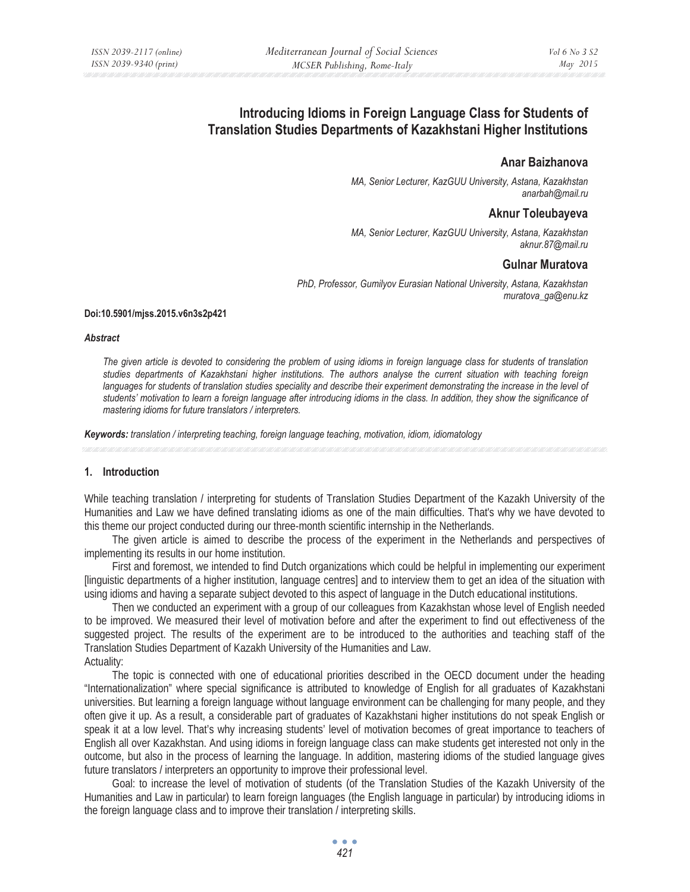# Introducing Idioms in Foreign Language Class for Students of Translation Studies Departments of Kazakhstani Higher Institutions

## Anar Baizhanova

*MA, Senior Lecturer, KazGUU University, Astana, Kazakhstan*
*anarbah@mail.ru*

## Aknur Toleubayeva

*MA, Senior Lecturer, KazGUU University, Astana, Kazakhstan*
*aknur.87@mail.ru*

## Gulnar Muratova

*PhD, Professor, Gumilyov Eurasian National University, Astana, Kazakhstan*
*muratova_ga@enu.kz*

**Doi:10.5901/mjss.2015.v6n3s2p421**

***Abstract***

*The given article is devoted to considering the problem of using idioms in foreign language class for students of translation studies departments of Kazakhstani higher institutions. The authors analyse the current situation with teaching foreign languages for students of translation studies speciality and describe their experiment demonstrating the increase in the level of students' motivation to learn a foreign language after introducing idioms in the class. In addition, they show the significance of mastering idioms for future translators / interpreters.*

***Keywords:*** *translation / interpreting teaching, foreign language teaching, motivation, idiom, idiomatology*

## 1. Introduction

While teaching translation / interpreting for students of Translation Studies Department of the Kazakh University of the Humanities and Law we have defined translating idioms as one of the main difficulties. That's why we have devoted to this theme our project conducted during our three-month scientific internship in the Netherlands.

The given article is aimed to describe the process of the experiment in the Netherlands and perspectives of implementing its results in our home institution.

First and foremost, we intended to find Dutch organizations which could be helpful in implementing our experiment [linguistic departments of a higher institution, language centres] and to interview them to get an idea of the situation with using idioms and having a separate subject devoted to this aspect of language in the Dutch educational institutions.

Then we conducted an experiment with a group of our colleagues from Kazakhstan whose level of English needed to be improved. We measured their level of motivation before and after the experiment to find out effectiveness of the suggested project. The results of the experiment are to be introduced to the authorities and teaching staff of the Translation Studies Department of Kazakh University of the Humanities and Law.

Actuality:

The topic is connected with one of educational priorities described in the OECD document under the heading "Internationalization" where special significance is attributed to knowledge of English for all graduates of Kazakhstani universities. But learning a foreign language without language environment can be challenging for many people, and they often give it up. As a result, a considerable part of graduates of Kazakhstani higher institutions do not speak English or speak it at a low level. That's why increasing students' level of motivation becomes of great importance to teachers of English all over Kazakhstan. And using idioms in foreign language class can make students get interested not only in the outcome, but also in the process of learning the language. In addition, mastering idioms of the studied language gives future translators / interpreters an opportunity to improve their professional level.

Goal: to increase the level of motivation of students (of the Translation Studies of the Kazakh University of the Humanities and Law in particular) to learn foreign languages (the English language in particular) by introducing idioms in the foreign language class and to improve their translation / interpreting skills.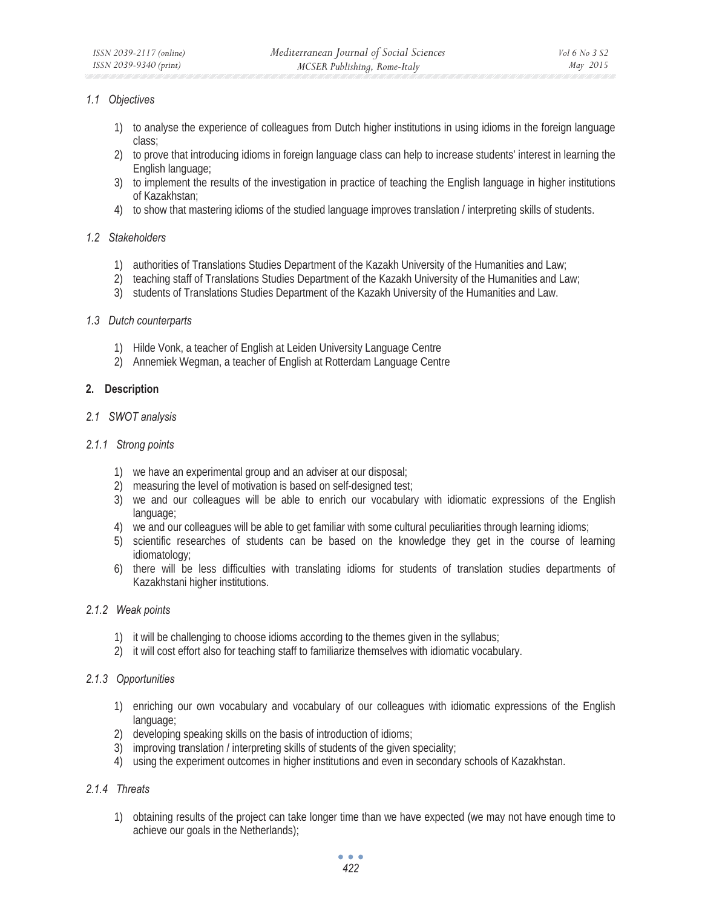### *1.1 Objectives*

1) to analyse the experience of colleagues from Dutch higher institutions in using idioms in the foreign language class;
2) to prove that introducing idioms in foreign language class can help to increase students' interest in learning the English language;
3) to implement the results of the investigation in practice of teaching the English language in higher institutions of Kazakhstan;
4) to show that mastering idioms of the studied language improves translation / interpreting skills of students.

### *1.2 Stakeholders*

1) authorities of Translations Studies Department of the Kazakh University of the Humanities and Law;
2) teaching staff of Translations Studies Department of the Kazakh University of the Humanities and Law;
3) students of Translations Studies Department of the Kazakh University of the Humanities and Law.

### *1.3 Dutch counterparts*

1) Hilde Vonk, a teacher of English at Leiden University Language Centre
2) Annemiek Wegman, a teacher of English at Rotterdam Language Centre

## **2. Description**

### *2.1 SWOT analysis*

#### *2.1.1 Strong points*

1) we have an experimental group and an adviser at our disposal;
2) measuring the level of motivation is based on self-designed test;
3) we and our colleagues will be able to enrich our vocabulary with idiomatic expressions of the English language;
4) we and our colleagues will be able to get familiar with some cultural peculiarities through learning idioms;
5) scientific researches of students can be based on the knowledge they get in the course of learning idiomatology;
6) there will be less difficulties with translating idioms for students of translation studies departments of Kazakhstani higher institutions.

#### *2.1.2 Weak points*

1) it will be challenging to choose idioms according to the themes given in the syllabus;
2) it will cost effort also for teaching staff to familiarize themselves with idiomatic vocabulary.

#### *2.1.3 Opportunities*

1) enriching our own vocabulary and vocabulary of our colleagues with idiomatic expressions of the English language;
2) developing speaking skills on the basis of introduction of idioms;
3) improving translation / interpreting skills of students of the given speciality;
4) using the experiment outcomes in higher institutions and even in secondary schools of Kazakhstan.

#### *2.1.4 Threats*

1) obtaining results of the project can take longer time than we have expected (we may not have enough time to achieve our goals in the Netherlands);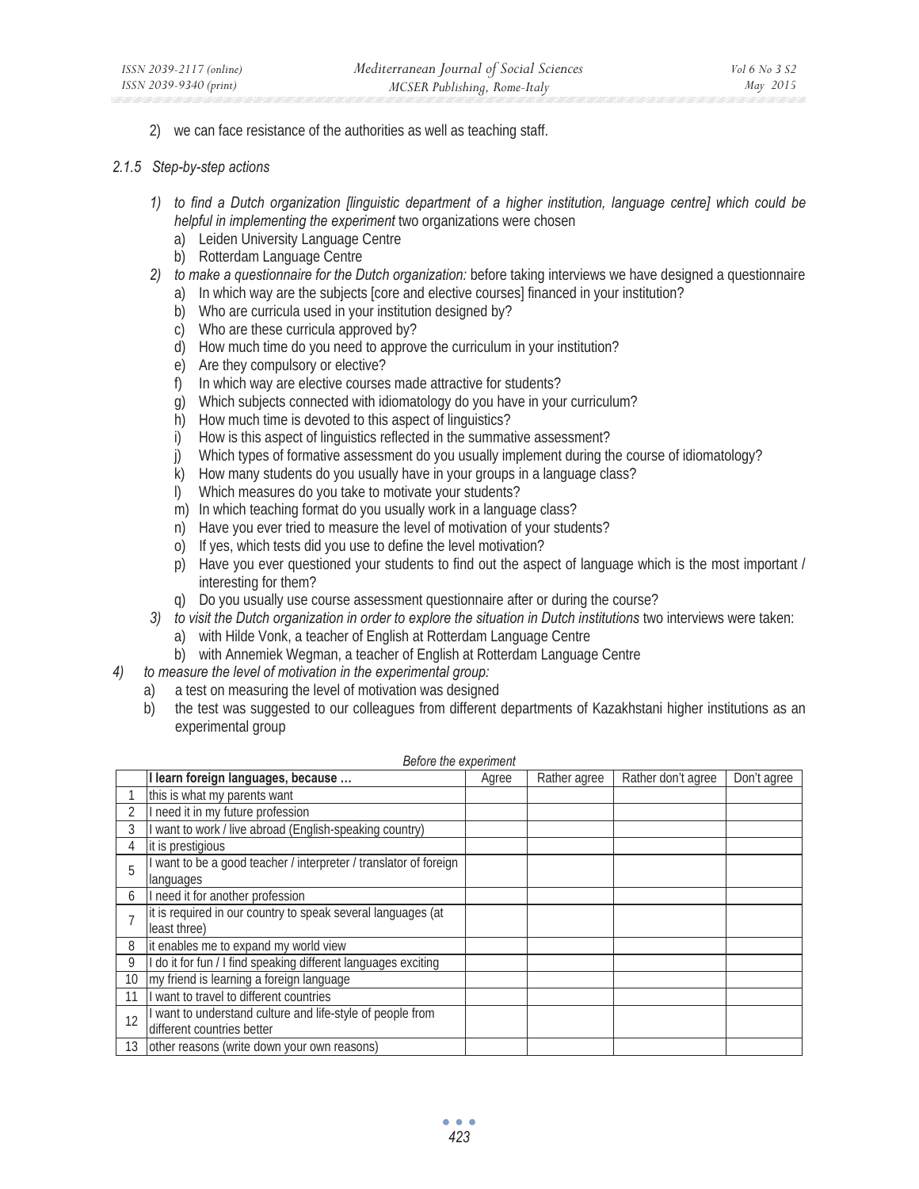2) we can face resistance of the authorities as well as teaching staff.

#### *2.1.5 Step-by-step actions*

1) *to find a Dutch organization [linguistic department of a higher institution, language centre] which could be helpful in implementing the experiment* two organizations were chosen
   a) Leiden University Language Centre
   b) Rotterdam Language Centre
2) *to make a questionnaire for the Dutch organization:* before taking interviews we have designed a questionnaire
   a) In which way are the subjects [core and elective courses] financed in your institution?
   b) Who are curricula used in your institution designed by?
   c) Who are these curricula approved by?
   d) How much time do you need to approve the curriculum in your institution?
   e) Are they compulsory or elective?
   f) In which way are elective courses made attractive for students?
   g) Which subjects connected with idiomatology do you have in your curriculum?
   h) How much time is devoted to this aspect of linguistics?
   i) How is this aspect of linguistics reflected in the summative assessment?
   j) Which types of formative assessment do you usually implement during the course of idiomatology?
   k) How many students do you usually have in your groups in a language class?
   l) Which measures do you take to motivate your students?
   m) In which teaching format do you usually work in a language class?
   n) Have you ever tried to measure the level of motivation of your students?
   o) If yes, which tests did you use to define the level motivation?
   p) Have you ever questioned your students to find out the aspect of language which is the most important / interesting for them?
   q) Do you usually use course assessment questionnaire after or during the course?
3) *to visit the Dutch organization in order to explore the situation in Dutch institutions* two interviews were taken:
   a) with Hilde Vonk, a teacher of English at Rotterdam Language Centre
   b) with Annemiek Wegman, a teacher of English at Rotterdam Language Centre
4) *to measure the level of motivation in the experimental group:*
   a) a test on measuring the level of motivation was designed
   b) the test was suggested to our colleagues from different departments of Kazakhstani higher institutions as an experimental group

*Before the experiment*

| | **I learn foreign languages, because …** | Agree | Rather agree | Rather don't agree | Don't agree |
|---|---|---|---|---|---|
| 1 | this is what my parents want | | | | |
| 2 | I need it in my future profession | | | | |
| 3 | I want to work / live abroad (English-speaking country) | | | | |
| 4 | it is prestigious | | | | |
| 5 | I want to be a good teacher / interpreter / translator of foreign languages | | | | |
| 6 | I need it for another profession | | | | |
| 7 | it is required in our country to speak several languages (at least three) | | | | |
| 8 | it enables me to expand my world view | | | | |
| 9 | I do it for fun / I find speaking different languages exciting | | | | |
| 10 | my friend is learning a foreign language | | | | |
| 11 | I want to travel to different countries | | | | |
| 12 | I want to understand culture and life-style of people from different countries better | | | | |
| 13 | other reasons (write down your own reasons) | | | | |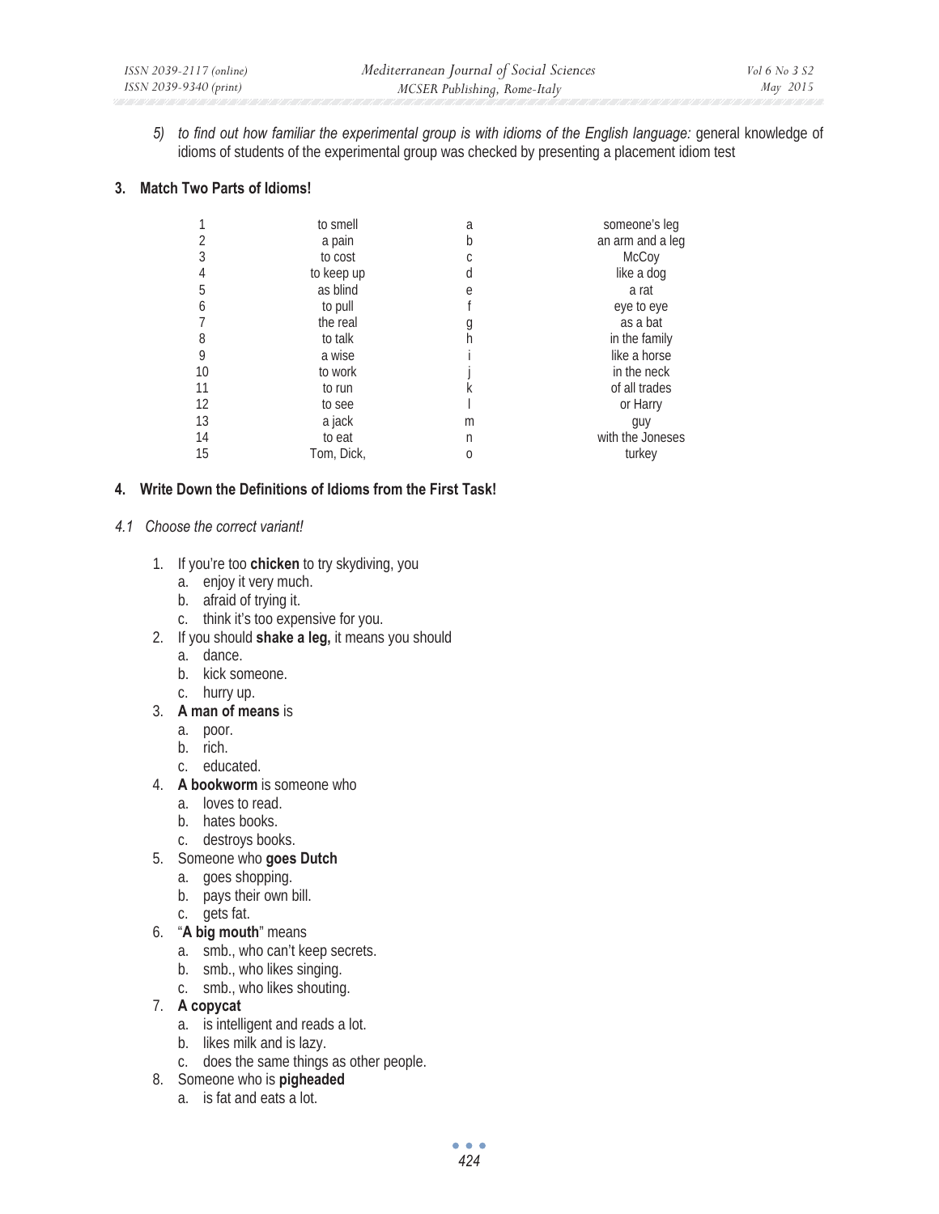5) *to find out how familiar the experimental group is with idioms of the English language:* general knowledge of idioms of students of the experimental group was checked by presenting a placement idiom test

### 3. Match Two Parts of Idioms!

| | | | |
|---|---|---|---|
| 1 | to smell | a | someone's leg |
| 2 | a pain | b | an arm and a leg |
| 3 | to cost | c | McCoy |
| 4 | to keep up | d | like a dog |
| 5 | as blind | e | a rat |
| 6 | to pull | f | eye to eye |
| 7 | the real | g | as a bat |
| 8 | to talk | h | in the family |
| 9 | a wise | i | like a horse |
| 10 | to work | j | in the neck |
| 11 | to run | k | of all trades |
| 12 | to see | l | or Harry |
| 13 | a jack | m | guy |
| 14 | to eat | n | with the Joneses |
| 15 | Tom, Dick, | o | turkey |

### 4. Write Down the Definitions of Idioms from the First Task!

#### *4.1 Choose the correct variant!*

1. If you're too **chicken** to try skydiving, you
   a. enjoy it very much.
   b. afraid of trying it.
   c. think it's too expensive for you.
2. If you should **shake a leg,** it means you should
   a. dance.
   b. kick someone.
   c. hurry up.
3. **A man of means** is
   a. poor.
   b. rich.
   c. educated.
4. **A bookworm** is someone who
   a. loves to read.
   b. hates books.
   c. destroys books.
5. Someone who **goes Dutch**
   a. goes shopping.
   b. pays their own bill.
   c. gets fat.
6. "**A big mouth**" means
   a. smb., who can't keep secrets.
   b. smb., who likes singing.
   c. smb., who likes shouting.
7. **A copycat**
   a. is intelligent and reads a lot.
   b. likes milk and is lazy.
   c. does the same things as other people.
8. Someone who is **pigheaded**
   a. is fat and eats a lot.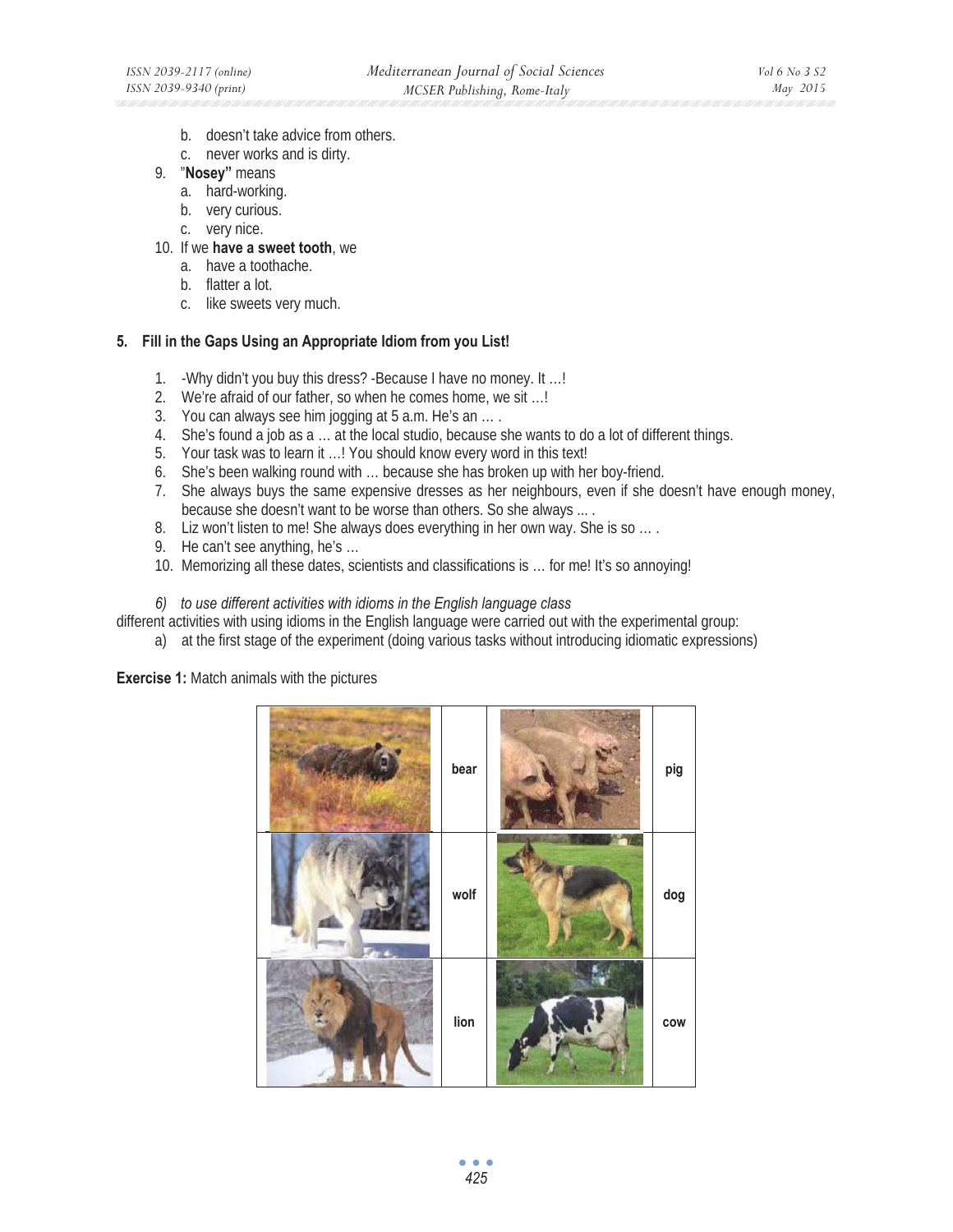b. doesn't take advice from others.
   c. never works and is dirty.
9. "**Nosey"** means
   a. hard-working.
   b. very curious.
   c. very nice.
10. If we **have a sweet tooth**, we
   a. have a toothache.
   b. flatter a lot.
   c. like sweets very much.

**5. Fill in the Gaps Using an Appropriate Idiom from you List!**

1. -Why didn't you buy this dress? -Because I have no money. It …!
2. We're afraid of our father, so when he comes home, we sit …!
3. You can always see him jogging at 5 a.m. He's an … .
4. She's found a job as a … at the local studio, because she wants to do a lot of different things.
5. Your task was to learn it …! You should know every word in this text!
6. She's been walking round with … because she has broken up with her boy-friend.
7. She always buys the same expensive dresses as her neighbours, even if she doesn't have enough money, because she doesn't want to be worse than others. So she always ... .
8. Liz won't listen to me! She always does everything in her own way. She is so … .
9. He can't see anything, he's …
10. Memorizing all these dates, scientists and classifications is … for me! It's so annoying!

*6) to use different activities with idioms in the English language class*

different activities with using idioms in the English language were carried out with the experimental group:

a) at the first stage of the experiment (doing various tasks without introducing idiomatic expressions)

**Exercise 1:** Match animals with the pictures

| | | | |
|---|---|---|---|
| | bear | | pig |
| | wolf | | dog |
| | lion | | cow |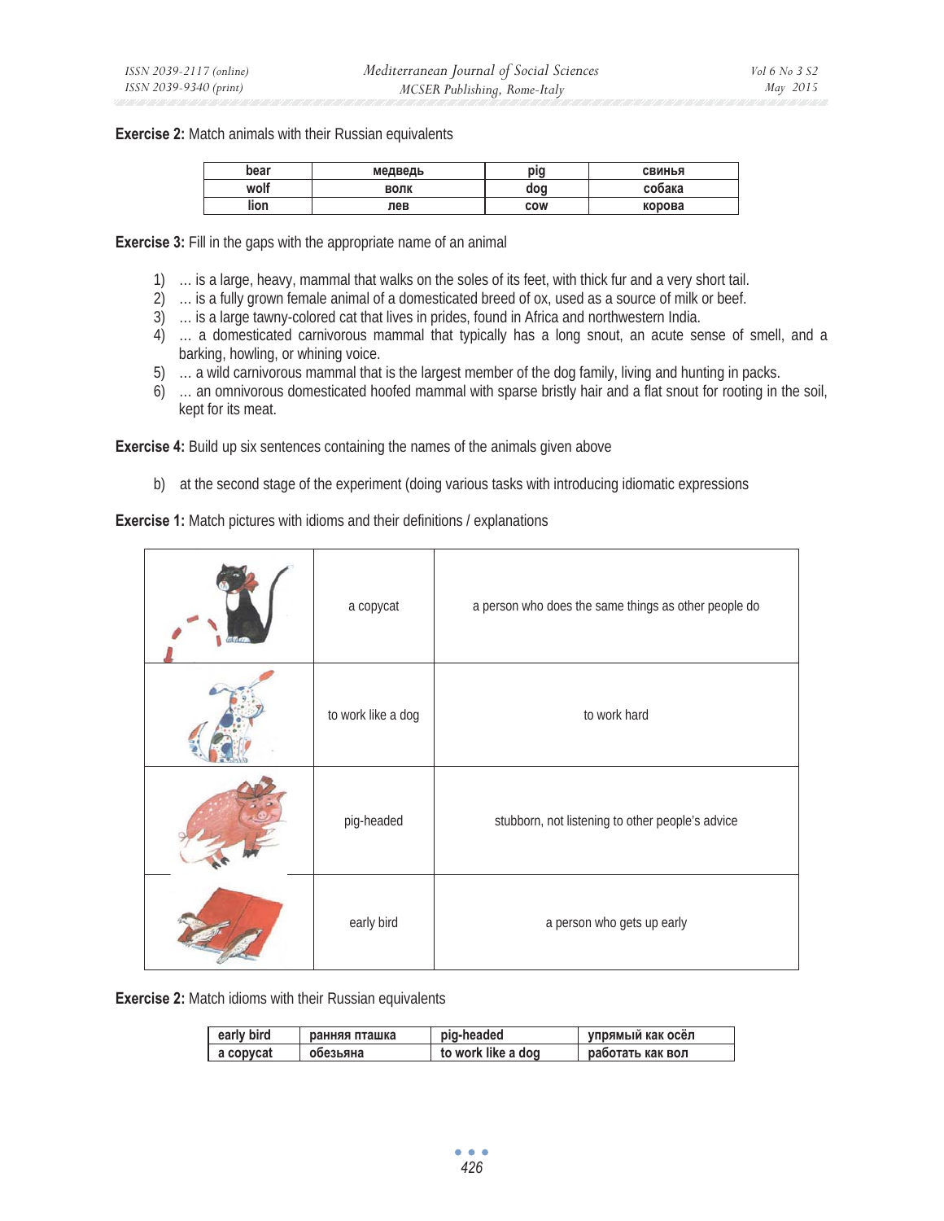**Exercise 2:** Match animals with their Russian equivalents

| bear | медведь | pig | свинья |
|---|---|---|---|
| wolf | волк | dog | собака |
| lion | лев | cow | корова |

**Exercise 3:** Fill in the gaps with the appropriate name of an animal

1) … is a large, heavy, mammal that walks on the soles of its feet, with thick fur and a very short tail.
2) … is a fully grown female animal of a domesticated breed of ox, used as a source of milk or beef.
3) … is a large tawny-colored cat that lives in prides, found in Africa and northwestern India.
4) … a domesticated carnivorous mammal that typically has a long snout, an acute sense of smell, and a barking, howling, or whining voice.
5) … a wild carnivorous mammal that is the largest member of the dog family, living and hunting in packs.
6) … an omnivorous domesticated hoofed mammal with sparse bristly hair and a flat snout for rooting in the soil, kept for its meat.

**Exercise 4:** Build up six sentences containing the names of the animals given above

b) at the second stage of the experiment (doing various tasks with introducing idiomatic expressions

**Exercise 1:** Match pictures with idioms and their definitions / explanations

| | | |
|---|---|---|
| | a copycat | a person who does the same things as other people do |
| | to work like a dog | to work hard |
| | pig-headed | stubborn, not listening to other people's advice |
| | early bird | a person who gets up early |

**Exercise 2:** Match idioms with their Russian equivalents

| early bird | ранняя пташка | pig-headed | упрямый как осёл |
|---|---|---|---|
| a copycat | обезьяна | to work like a dog | работать как вол |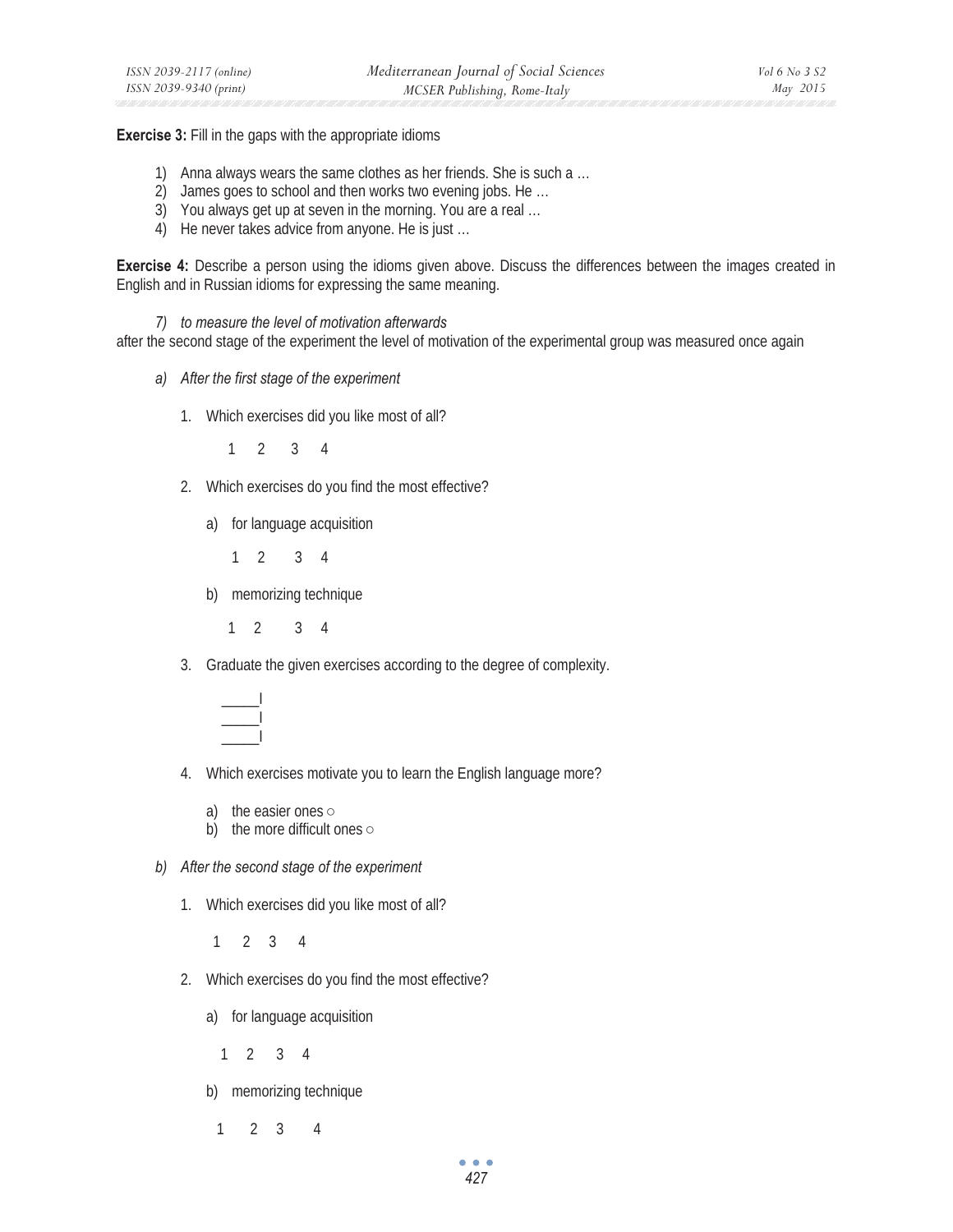**Exercise 3:** Fill in the gaps with the appropriate idioms

1) Anna always wears the same clothes as her friends. She is such a …
2) James goes to school and then works two evening jobs. He …
3) You always get up at seven in the morning. You are a real …
4) He never takes advice from anyone. He is just …

**Exercise 4:** Describe a person using the idioms given above. Discuss the differences between the images created in English and in Russian idioms for expressing the same meaning.

*7) to measure the level of motivation afterwards*

after the second stage of the experiment the level of motivation of the experimental group was measured once again

*a) After the first stage of the experiment*

1. Which exercises did you like most of all?

   1 2 3 4

2. Which exercises do you find the most effective?

   a) for language acquisition

      1 2 3 4

   b) memorizing technique

      1 2 3 4

3. Graduate the given exercises according to the degree of complexity.

   _____I
   _____I
   _____I

4. Which exercises motivate you to learn the English language more?

   a) the easier ones ○
   b) the more difficult ones ○

*b) After the second stage of the experiment*

1. Which exercises did you like most of all?

   1 2 3 4

2. Which exercises do you find the most effective?

   a) for language acquisition

      1 2 3 4

   b) memorizing technique

      1 2 3 4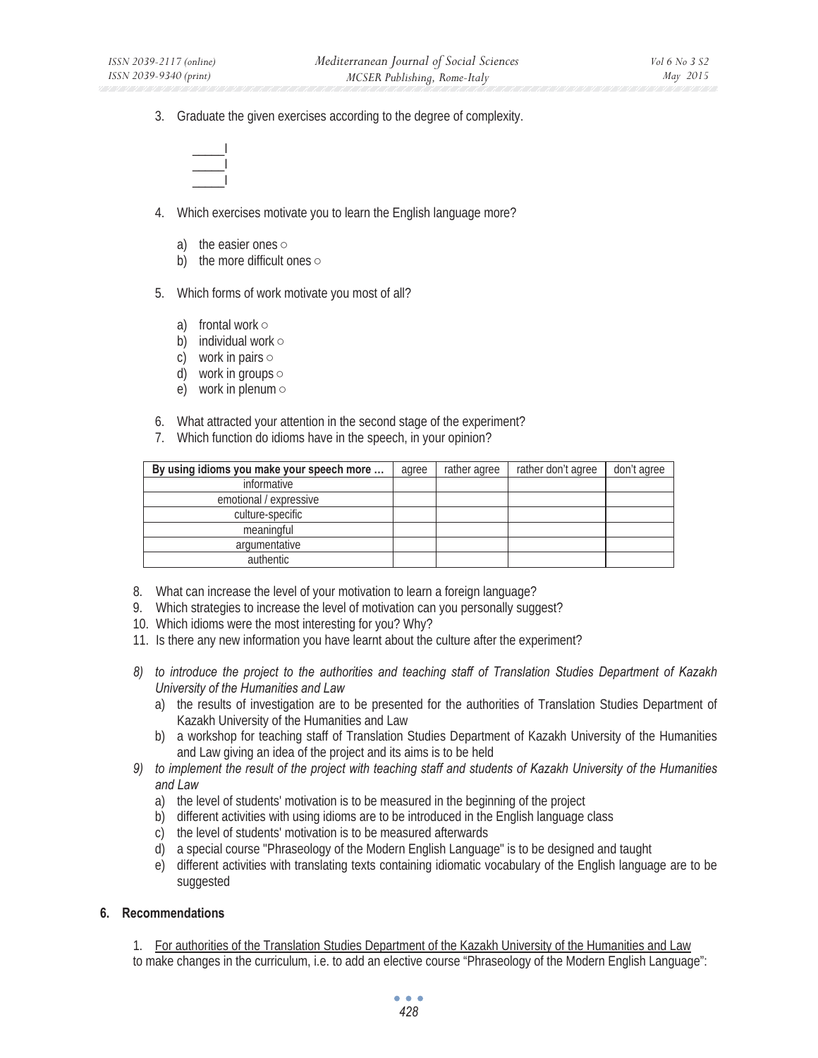3. Graduate the given exercises according to the degree of complexity.

   _____|
   _____|
   _____|

4. Which exercises motivate you to learn the English language more?

   a) the easier ones ○
   b) the more difficult ones ○

5. Which forms of work motivate you most of all?

   a) frontal work ○
   b) individual work ○
   c) work in pairs ○
   d) work in groups ○
   e) work in plenum ○

6. What attracted your attention in the second stage of the experiment?
7. Which function do idioms have in the speech, in your opinion?

| By using idioms you make your speech more … | agree | rather agree | rather don't agree | don't agree |
|---|---|---|---|---|
| informative | | | | |
| emotional / expressive | | | | |
| culture-specific | | | | |
| meaningful | | | | |
| argumentative | | | | |
| authentic | | | | |

8. What can increase the level of your motivation to learn a foreign language?
9. Which strategies to increase the level of motivation can you personally suggest?
10. Which idioms were the most interesting for you? Why?
11. Is there any new information you have learnt about the culture after the experiment?

*8) to introduce the project to the authorities and teaching staff of Translation Studies Department of Kazakh University of the Humanities and Law*
   a) the results of investigation are to be presented for the authorities of Translation Studies Department of Kazakh University of the Humanities and Law
   b) a workshop for teaching staff of Translation Studies Department of Kazakh University of the Humanities and Law giving an idea of the project and its aims is to be held

*9) to implement the result of the project with teaching staff and students of Kazakh University of the Humanities and Law*
   a) the level of students' motivation is to be measured in the beginning of the project
   b) different activities with using idioms are to be introduced in the English language class
   c) the level of students' motivation is to be measured afterwards
   d) a special course "Phraseology of the Modern English Language" is to be designed and taught
   e) different activities with translating texts containing idiomatic vocabulary of the English language are to be suggested

## 6. Recommendations

1. For authorities of the Translation Studies Department of the Kazakh University of the Humanities and Law
to make changes in the curriculum, i.e. to add an elective course "Phraseology of the Modern English Language":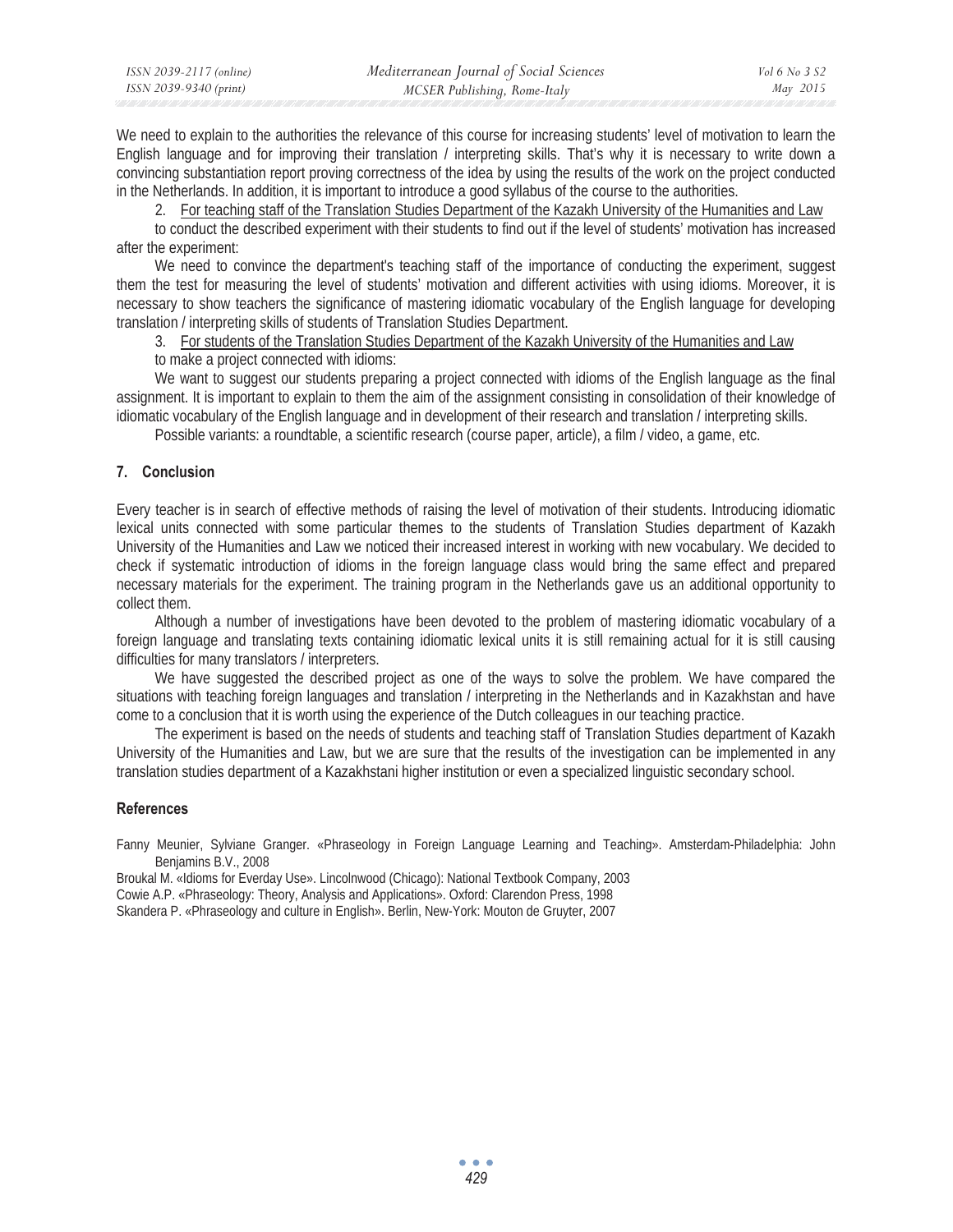We need to explain to the authorities the relevance of this course for increasing students' level of motivation to learn the English language and for improving their translation / interpreting skills. That's why it is necessary to write down a convincing substantiation report proving correctness of the idea by using the results of the work on the project conducted in the Netherlands. In addition, it is important to introduce a good syllabus of the course to the authorities.

2. For teaching staff of the Translation Studies Department of the Kazakh University of the Humanities and Law

to conduct the described experiment with their students to find out if the level of students' motivation has increased after the experiment:

We need to convince the department's teaching staff of the importance of conducting the experiment, suggest them the test for measuring the level of students' motivation and different activities with using idioms. Moreover, it is necessary to show teachers the significance of mastering idiomatic vocabulary of the English language for developing translation / interpreting skills of students of Translation Studies Department.

3. For students of the Translation Studies Department of the Kazakh University of the Humanities and Law

to make a project connected with idioms:

We want to suggest our students preparing a project connected with idioms of the English language as the final assignment. It is important to explain to them the aim of the assignment consisting in consolidation of their knowledge of idiomatic vocabulary of the English language and in development of their research and translation / interpreting skills.

Possible variants: a roundtable, a scientific research (course paper, article), a film / video, a game, etc.

## 7. Conclusion

Every teacher is in search of effective methods of raising the level of motivation of their students. Introducing idiomatic lexical units connected with some particular themes to the students of Translation Studies department of Kazakh University of the Humanities and Law we noticed their increased interest in working with new vocabulary. We decided to check if systematic introduction of idioms in the foreign language class would bring the same effect and prepared necessary materials for the experiment. The training program in the Netherlands gave us an additional opportunity to collect them.

Although a number of investigations have been devoted to the problem of mastering idiomatic vocabulary of a foreign language and translating texts containing idiomatic lexical units it is still remaining actual for it is still causing difficulties for many translators / interpreters.

We have suggested the described project as one of the ways to solve the problem. We have compared the situations with teaching foreign languages and translation / interpreting in the Netherlands and in Kazakhstan and have come to a conclusion that it is worth using the experience of the Dutch colleagues in our teaching practice.

The experiment is based on the needs of students and teaching staff of Translation Studies department of Kazakh University of the Humanities and Law, but we are sure that the results of the investigation can be implemented in any translation studies department of a Kazakhstani higher institution or even a specialized linguistic secondary school.

## References

Fanny Meunier, Sylviane Granger. «Phraseology in Foreign Language Learning and Teaching». Amsterdam-Philadelphia: John Benjamins B.V., 2008

Broukal M. «Idioms for Everday Use». Lincolnwood (Chicago): National Textbook Company, 2003

Cowie A.P. «Phraseology: Theory, Analysis and Applications». Oxford: Clarendon Press, 1998

Skandera P. «Phraseology and culture in English». Berlin, New-York: Mouton de Gruyter, 2007